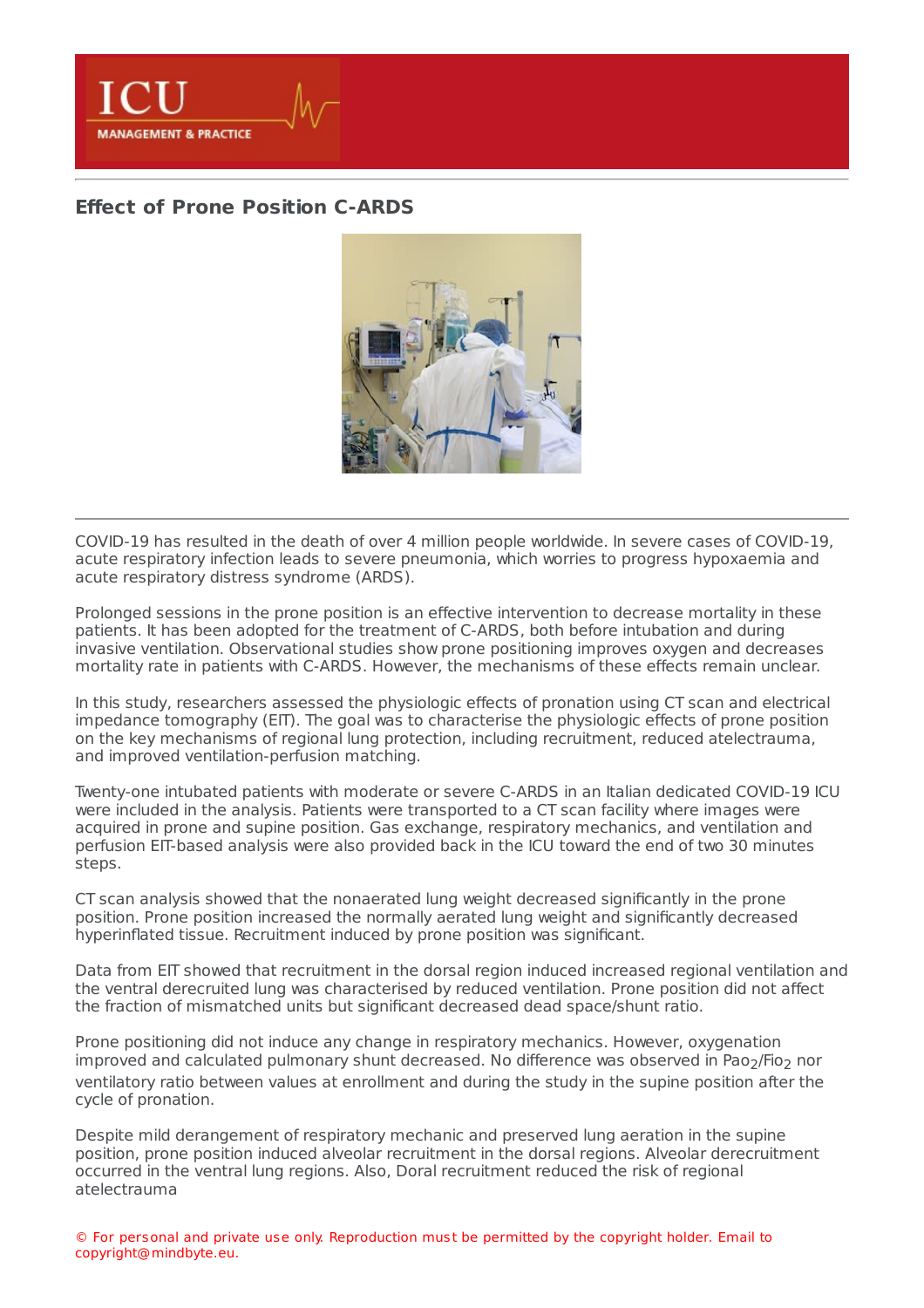# Effect of Prone Position C-ARDS

COVID-19 has resulted in the death of over 4 million people worldwide. In severe cases of COVID-19, acute respiratory infection leads to severe pneumonia, which worries to progress hypoxaemia and acute respiratory distress syndrome (ARDS).

Prolonged sessions in the prone position is an effective intervention to decrease mortality in these patients. It has been adopted for the treatment of C-ARDS, both before intubation and during invasive ventilation. Observational studies show prone positioning improves oxygen and decreases mortality rate in patients with C-ARDS. However, the mechanisms of these effects remain unclear.

In this study, researchers assessed the physiologic effects of pronation using CT scan and electrical impedance tomography (EIT). The goal was to characterise the physiologic effects of prone position on the key mechanisms of regional lung protection, including recruitment, reduced atelectrauma, and improved ventilation-perfusion matching.

Twenty-one intubated patients with moderate or severe C-ARDS in an Italian dedicated COVID-19 ICU were included in the analysis. Patients were transported to a CT scan facility where images were acquired in prone and supine position. Gas exchange, respiratory mechanics, and ventilation and perfusion EIT-based analysis were also provided back in the ICU toward the end of two 30 minutes steps.

CT scan analysis showed that the nonaerated lung weight decreased significantly in the prone position. Prone position increased the normally aerated lung weight and significantly decreased hyperinflated tissue. Recruitment induced by prone position was significant.

Data from EIT showed that recruitment in the dorsal region induced increased regional ventilation and the ventral derecruited lung was characterised by reduced ventilation. Prone position did not affect the fraction of mismatched units but significant decreased dead space/shunt ratio.

Prone positioning did not induce any change in respiratory mechanics. However, oxygenation improved and calculated pulmonary shunt decreased. No difference was observed in $Pao_2/Fio_2$ nor ventilatory ratio between values at enrollment and during the study in the supine position after the cycle of pronation.

Despite mild derangement of respiratory mechanic and preserved lung aeration in the supine position, prone position induced alveolar recruitment in the dorsal regions. Alveolar derecruitment occurred in the ventral lung regions. Also, Doral recruitment reduced the risk of regional atelectrauma

© For personal and private use only. Reproduction must be permitted by the copyright holder. Email to copyright@mindbyte.eu.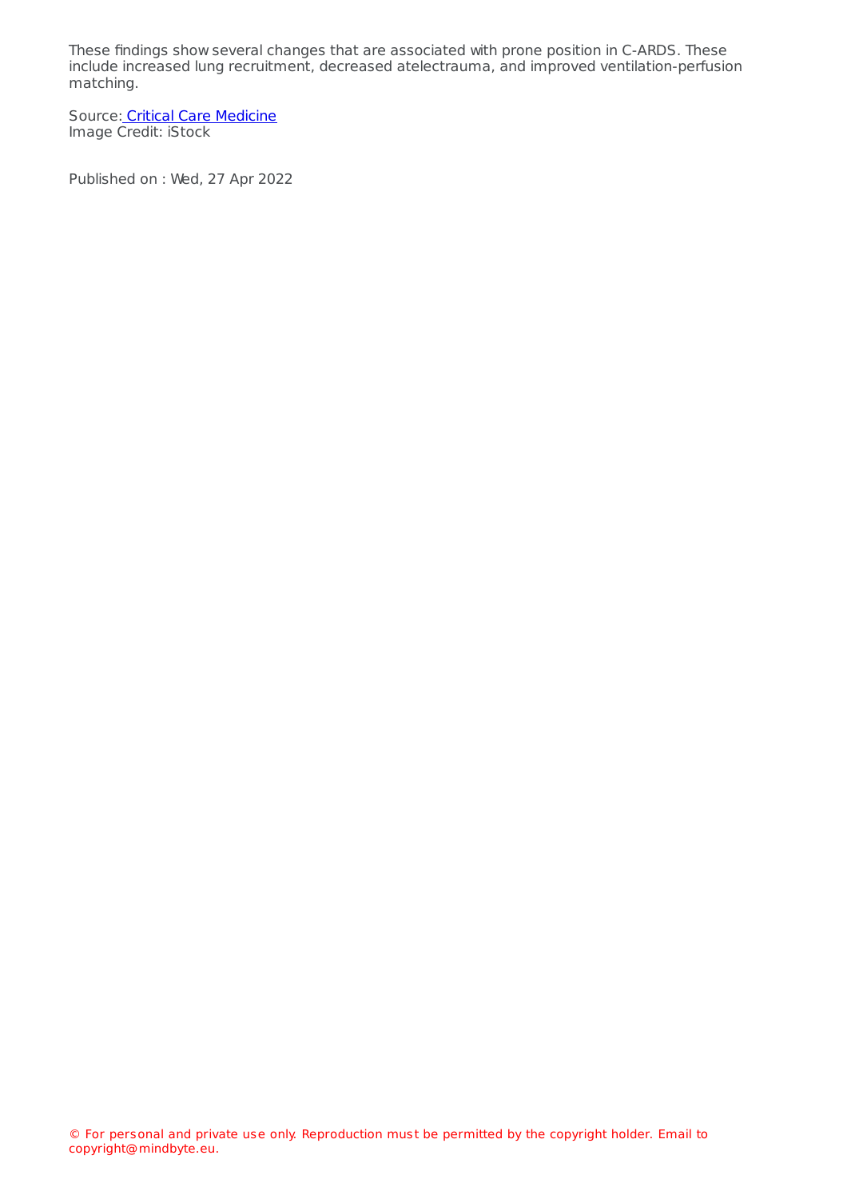These findings show several changes that are associated with prone position in C-ARDS. These include increased lung recruitment, decreased atelectrauma, and improved ventilation-perfusion matching.

Source: Critical Care Medicine
Image Credit: iStock

Published on : Wed, 27 Apr 2022

© For personal and private use only. Reproduction must be permitted by the copyright holder. Email to copyright@mindbyte.eu.